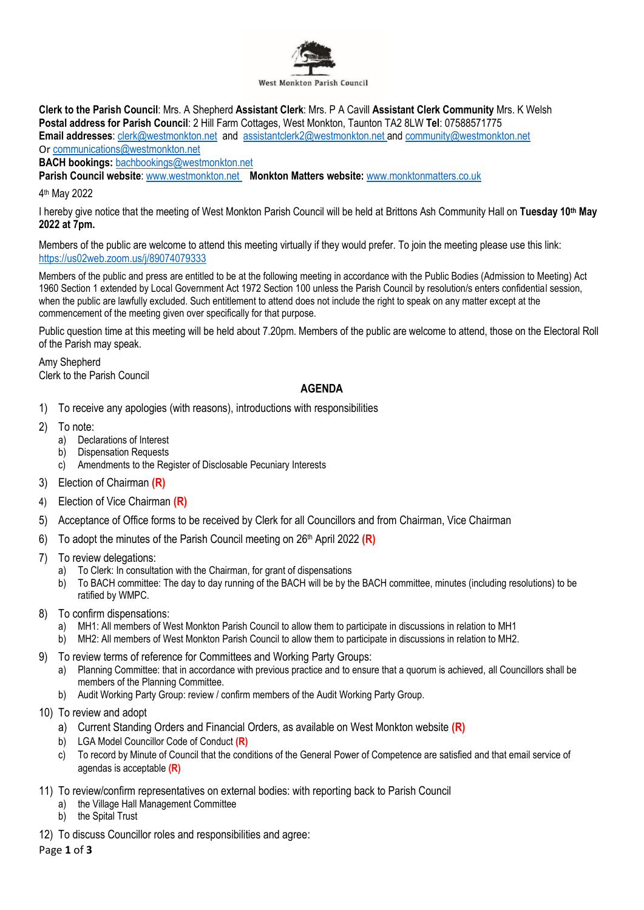West Monkton Parish Council

**Clerk to the Parish Council**: Mrs. A Shepherd **Assistant Clerk**: Mrs. P A Cavill **Assistant Clerk Community** Mrs. K Welsh
**Postal address for Parish Council**: 2 Hill Farm Cottages, West Monkton, Taunton TA2 8LW **Tel**: 07588571775
**Email addresses**: clerk@westmonkton.net and assistantclerk2@westmonkton.net and community@westmonkton.net
Or communications@westmonkton.net
**BACH bookings:** bachbookings@westmonkton.net
**Parish Council website**: www.westmonkton.net **Monkton Matters website:** www.monktonmatters.co.uk

4th May 2022

I hereby give notice that the meeting of West Monkton Parish Council will be held at Brittons Ash Community Hall on **Tuesday 10th May 2022 at 7pm.**

Members of the public are welcome to attend this meeting virtually if they would prefer. To join the meeting please use this link: https://us02web.zoom.us/j/89074079333

Members of the public and press are entitled to be at the following meeting in accordance with the Public Bodies (Admission to Meeting) Act 1960 Section 1 extended by Local Government Act 1972 Section 100 unless the Parish Council by resolution/s enters confidential session, when the public are lawfully excluded. Such entitlement to attend does not include the right to speak on any matter except at the commencement of the meeting given over specifically for that purpose.

Public question time at this meeting will be held about 7.20pm. Members of the public are welcome to attend, those on the Electoral Roll of the Parish may speak.

Amy Shepherd
Clerk to the Parish Council

## AGENDA

1) To receive any apologies (with reasons), introductions with responsibilities
2) To note:
   a) Declarations of Interest
   b) Dispensation Requests
   c) Amendments to the Register of Disclosable Pecuniary Interests
3) Election of Chairman **(R)**
4) Election of Vice Chairman **(R)**
5) Acceptance of Office forms to be received by Clerk for all Councillors and from Chairman, Vice Chairman
6) To adopt the minutes of the Parish Council meeting on 26th April 2022 **(R)**
7) To review delegations:
   a) To Clerk: In consultation with the Chairman, for grant of dispensations
   b) To BACH committee: The day to day running of the BACH will be by the BACH committee, minutes (including resolutions) to be ratified by WMPC.
8) To confirm dispensations:
   a) MH1: All members of West Monkton Parish Council to allow them to participate in discussions in relation to MH1
   b) MH2: All members of West Monkton Parish Council to allow them to participate in discussions in relation to MH2.
9) To review terms of reference for Committees and Working Party Groups:
   a) Planning Committee: that in accordance with previous practice and to ensure that a quorum is achieved, all Councillors shall be members of the Planning Committee.
   b) Audit Working Party Group: review / confirm members of the Audit Working Party Group.
10) To review and adopt
    a) Current Standing Orders and Financial Orders, as available on West Monkton website **(R)**
    b) LGA Model Councillor Code of Conduct **(R)**
    c) To record by Minute of Council that the conditions of the General Power of Competence are satisfied and that email service of agendas is acceptable **(R)**
11) To review/confirm representatives on external bodies: with reporting back to Parish Council
    a) the Village Hall Management Committee
    b) the Spital Trust
12) To discuss Councillor roles and responsibilities and agree: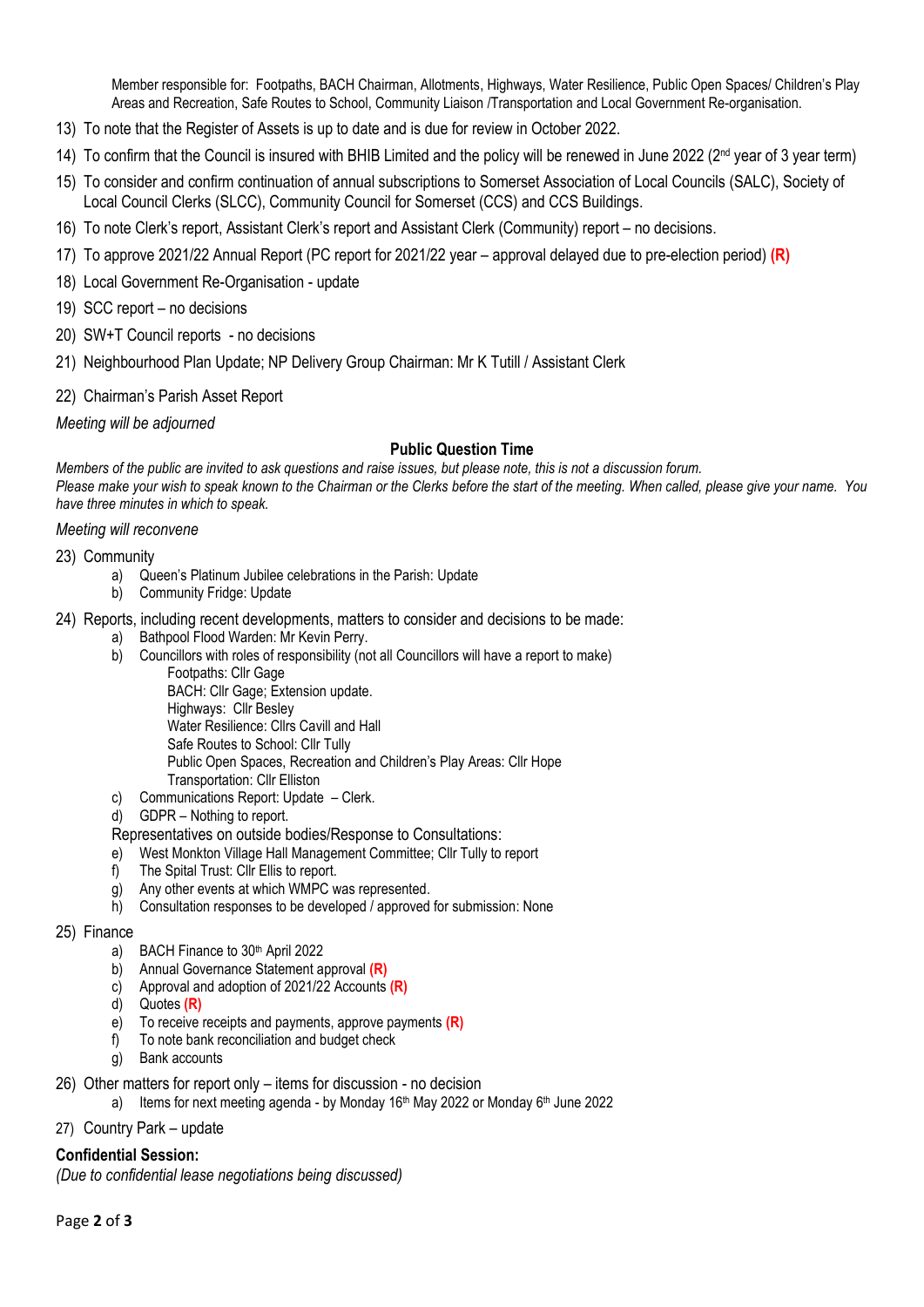Member responsible for: Footpaths, BACH Chairman, Allotments, Highways, Water Resilience, Public Open Spaces/ Children's Play Areas and Recreation, Safe Routes to School, Community Liaison /Transportation and Local Government Re-organisation.

13) To note that the Register of Assets is up to date and is due for review in October 2022.
14) To confirm that the Council is insured with BHIB Limited and the policy will be renewed in June 2022 (2nd year of 3 year term)
15) To consider and confirm continuation of annual subscriptions to Somerset Association of Local Councils (SALC), Society of Local Council Clerks (SLCC), Community Council for Somerset (CCS) and CCS Buildings.
16) To note Clerk's report, Assistant Clerk's report and Assistant Clerk (Community) report – no decisions.
17) To approve 2021/22 Annual Report (PC report for 2021/22 year – approval delayed due to pre-election period) **(R)**
18) Local Government Re-Organisation - update
19) SCC report – no decisions
20) SW+T Council reports - no decisions
21) Neighbourhood Plan Update; NP Delivery Group Chairman: Mr K Tutill / Assistant Clerk
22) Chairman's Parish Asset Report

*Meeting will be adjourned*

**Public Question Time**

*Members of the public are invited to ask questions and raise issues, but please note, this is not a discussion forum.*
*Please make your wish to speak known to the Chairman or the Clerks before the start of the meeting. When called, please give your name. You have three minutes in which to speak.*

*Meeting will reconvene*

23) Community
    a) Queen's Platinum Jubilee celebrations in the Parish: Update
    b) Community Fridge: Update
24) Reports, including recent developments, matters to consider and decisions to be made:
    a) Bathpool Flood Warden: Mr Kevin Perry.
    b) Councillors with roles of responsibility (not all Councillors will have a report to make)
        Footpaths: Cllr Gage
        BACH: Cllr Gage; Extension update.
        Highways: Cllr Besley
        Water Resilience: Cllrs Cavill and Hall
        Safe Routes to School: Cllr Tully
        Public Open Spaces, Recreation and Children's Play Areas: Cllr Hope
        Transportation: Cllr Elliston
    c) Communications Report: Update – Clerk.
    d) GDPR – Nothing to report.

    Representatives on outside bodies/Response to Consultations:
    e) West Monkton Village Hall Management Committee; Cllr Tully to report
    f) The Spital Trust: Cllr Ellis to report.
    g) Any other events at which WMPC was represented.
    h) Consultation responses to be developed / approved for submission: None
25) Finance
    a) BACH Finance to 30th April 2022
    b) Annual Governance Statement approval **(R)**
    c) Approval and adoption of 2021/22 Accounts **(R)**
    d) Quotes **(R)**
    e) To receive receipts and payments, approve payments **(R)**
    f) To note bank reconciliation and budget check
    g) Bank accounts
26) Other matters for report only – items for discussion - no decision
    a) Items for next meeting agenda - by Monday 16th May 2022 or Monday 6th June 2022
27) Country Park – update

**Confidential Session:**

*(Due to confidential lease negotiations being discussed)*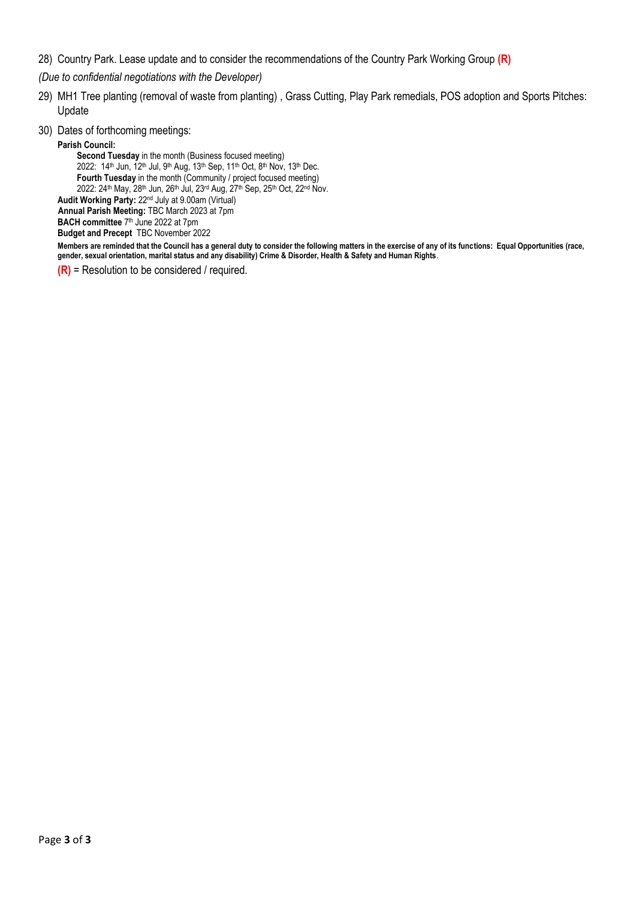28) Country Park. Lease update and to consider the recommendations of the Country Park Working Group **(R)**

*(Due to confidential negotiations with the Developer)*

29) MH1 Tree planting (removal of waste from planting) , Grass Cutting, Play Park remedials, POS adoption and Sports Pitches: Update

30) Dates of forthcoming meetings:

**Parish Council:**

**Second Tuesday** in the month (Business focused meeting)
2022: 14th Jun, 12th Jul, 9th Aug, 13th Sep, 11th Oct, 8th Nov, 13th Dec.

**Fourth Tuesday** in the month (Community / project focused meeting)
2022: 24th May, 28th Jun, 26th Jul, 23rd Aug, 27th Sep, 25th Oct, 22nd Nov.

**Audit Working Party:** 22nd July at 9.00am (Virtual)

**Annual Parish Meeting:** TBC March 2023 at 7pm

**BACH committee** 7th June 2022 at 7pm

**Budget and Precept** TBC November 2022

**Members are reminded that the Council has a general duty to consider the following matters in the exercise of any of its functions: Equal Opportunities (race, gender, sexual orientation, marital status and any disability) Crime & Disorder, Health & Safety and Human Rights**.

**(R)** = Resolution to be considered / required.